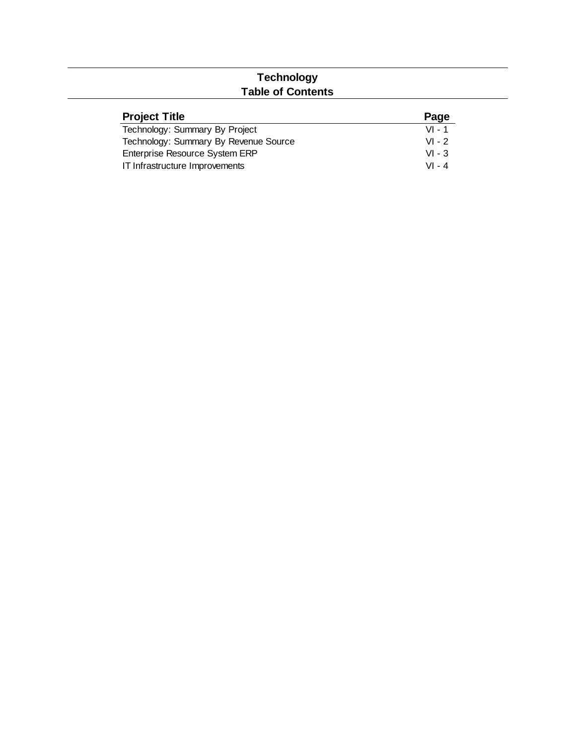# Technology
## Table of Contents

| Project Title | Page |
|---|---|
| Technology: Summary By Project | VI - 1 |
| Technology: Summary By Revenue Source | VI - 2 |
| Enterprise Resource System ERP | VI - 3 |
| IT Infrastructure Improvements | VI - 4 |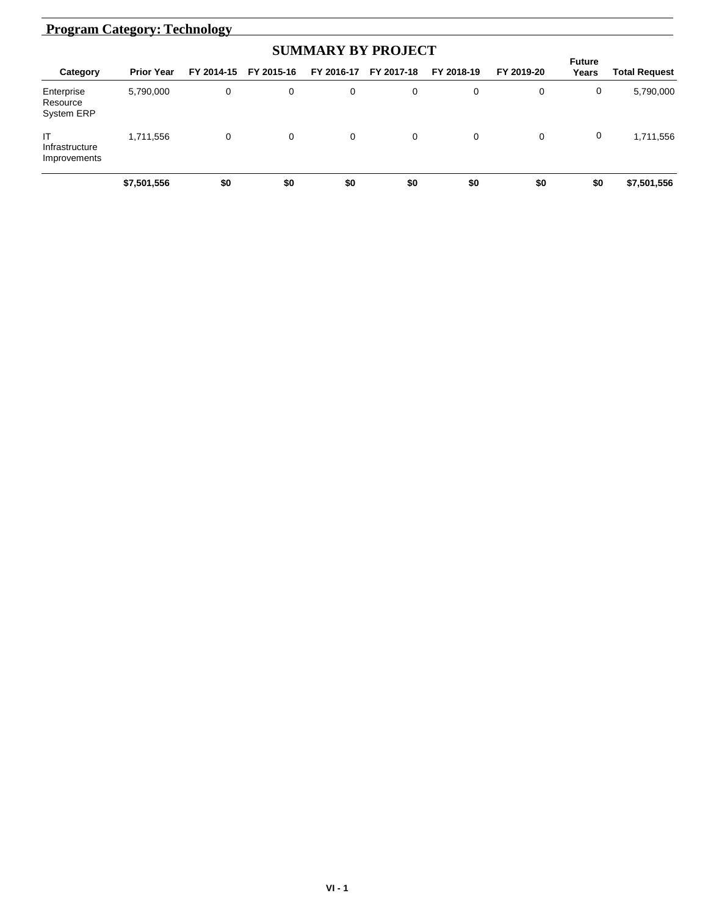## Program Category: Technology

### SUMMARY BY PROJECT

| Category | Prior Year | FY 2014-15 | FY 2015-16 | FY 2016-17 | FY 2017-18 | FY 2018-19 | FY 2019-20 | Future Years | Total Request |
|---|---|---|---|---|---|---|---|---|---|
| Enterprise Resource System ERP | 5,790,000 | 0 | 0 | 0 | 0 | 0 | 0 | 0 | 5,790,000 |
| IT Infrastructure Improvements | 1,711,556 | 0 | 0 | 0 | 0 | 0 | 0 | 0 | 1,711,556 |
| | **$7,501,556** | **$0** | **$0** | **$0** | **$0** | **$0** | **$0** | **$0** | **$7,501,556** |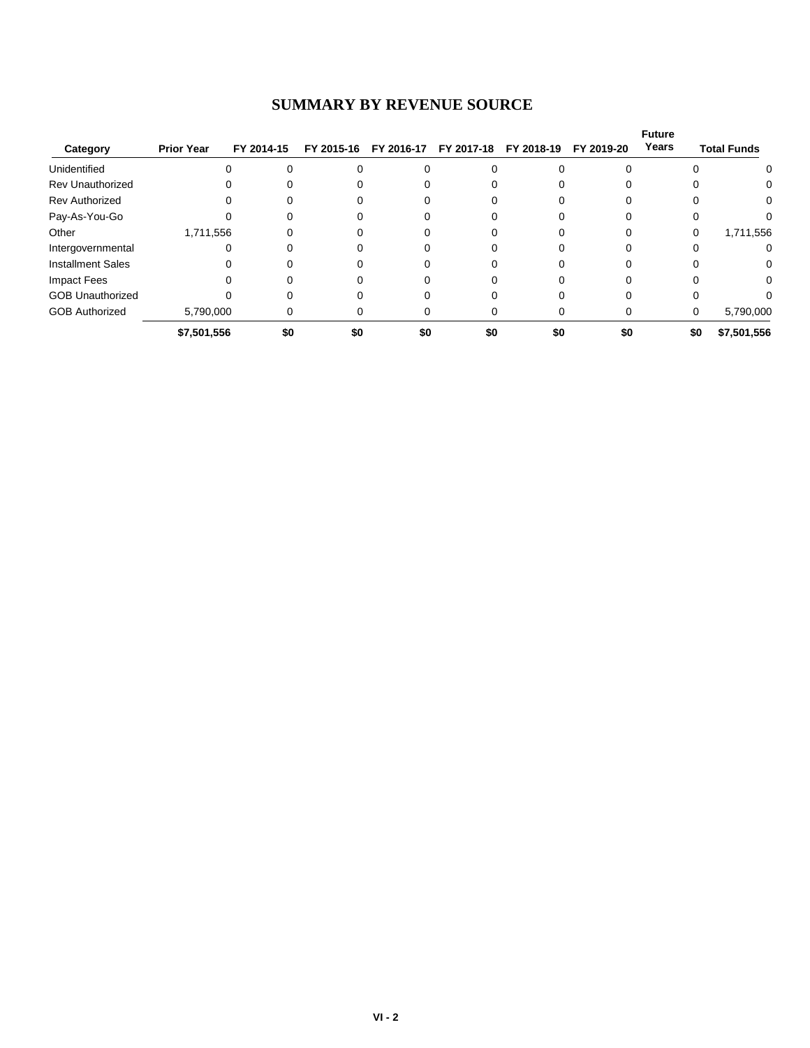# SUMMARY BY REVENUE SOURCE

| Category | Prior Year | FY 2014-15 | FY 2015-16 | FY 2016-17 | FY 2017-18 | FY 2018-19 | FY 2019-20 | Future Years | Total Funds |
|---|---|---|---|---|---|---|---|---|---|
| Unidentified | 0 | 0 | 0 | 0 | 0 | 0 | 0 | 0 | 0 |
| Rev Unauthorized | 0 | 0 | 0 | 0 | 0 | 0 | 0 | 0 | 0 |
| Rev Authorized | 0 | 0 | 0 | 0 | 0 | 0 | 0 | 0 | 0 |
| Pay-As-You-Go | 0 | 0 | 0 | 0 | 0 | 0 | 0 | 0 | 0 |
| Other | 1,711,556 | 0 | 0 | 0 | 0 | 0 | 0 | 0 | 1,711,556 |
| Intergovernmental | 0 | 0 | 0 | 0 | 0 | 0 | 0 | 0 | 0 |
| Installment Sales | 0 | 0 | 0 | 0 | 0 | 0 | 0 | 0 | 0 |
| Impact Fees | 0 | 0 | 0 | 0 | 0 | 0 | 0 | 0 | 0 |
| GOB Unauthorized | 0 | 0 | 0 | 0 | 0 | 0 | 0 | 0 | 0 |
| GOB Authorized | 5,790,000 | 0 | 0 | 0 | 0 | 0 | 0 | 0 | 5,790,000 |
| | **$7,501,556** | **$0** | **$0** | **$0** | **$0** | **$0** | **$0** | **$0** | **$7,501,556** |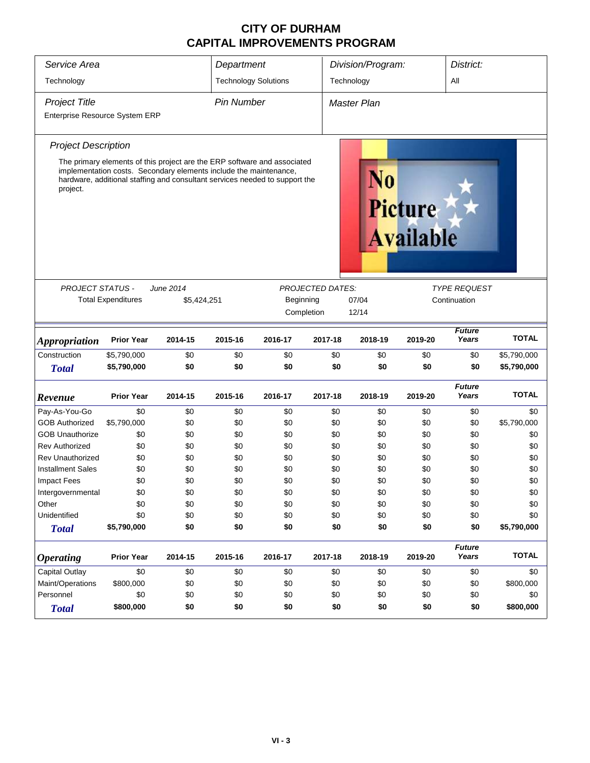# CITY OF DURHAM
# CAPITAL IMPROVEMENTS PROGRAM

| *Service Area* | *Department* | *Division/Program:* | *District:* |
|---|---|---|---|
| Technology | Technology Solutions | Technology | All |

| *Project Title* | *Pin Number* | *Master Plan* |
|---|---|---|
| Enterprise Resource System ERP | | |

*Project Description*

The primary elements of this project are the ERP software and associated implementation costs. Secondary elements include the maintenance, hardware, additional staffing and consultant services needed to support the project.

| *PROJECT STATUS -* | *June 2014* | *PROJECTED DATES:* | | *TYPE REQUEST* |
|---|---|---|---|---|
| Total Expenditures | $5,424,251 | Beginning | 07/04 | Continuation |
| | | Completion | 12/14 | |

| *Appropriation* | Prior Year | 2014-15 | 2015-16 | 2016-17 | 2017-18 | 2018-19 | 2019-20 | *Future Years* | TOTAL |
|---|---|---|---|---|---|---|---|---|---|
| Construction | $5,790,000 | $0 | $0 | $0 | $0 | $0 | $0 | $0 | $5,790,000 |
| **Total** | **$5,790,000** | **$0** | **$0** | **$0** | **$0** | **$0** | **$0** | **$0** | **$5,790,000** |

| *Revenue* | Prior Year | 2014-15 | 2015-16 | 2016-17 | 2017-18 | 2018-19 | 2019-20 | *Future Years* | TOTAL |
|---|---|---|---|---|---|---|---|---|---|
| Pay-As-You-Go | $0 | $0 | $0 | $0 | $0 | $0 | $0 | $0 | $0 |
| GOB Authorized | $5,790,000 | $0 | $0 | $0 | $0 | $0 | $0 | $0 | $5,790,000 |
| GOB Unauthorize | $0 | $0 | $0 | $0 | $0 | $0 | $0 | $0 | $0 |
| Rev Authorized | $0 | $0 | $0 | $0 | $0 | $0 | $0 | $0 | $0 |
| Rev Unauthorized | $0 | $0 | $0 | $0 | $0 | $0 | $0 | $0 | $0 |
| Installment Sales | $0 | $0 | $0 | $0 | $0 | $0 | $0 | $0 | $0 |
| Impact Fees | $0 | $0 | $0 | $0 | $0 | $0 | $0 | $0 | $0 |
| Intergovernmental | $0 | $0 | $0 | $0 | $0 | $0 | $0 | $0 | $0 |
| Other | $0 | $0 | $0 | $0 | $0 | $0 | $0 | $0 | $0 |
| Unidentified | $0 | $0 | $0 | $0 | $0 | $0 | $0 | $0 | $0 |
| **Total** | **$5,790,000** | **$0** | **$0** | **$0** | **$0** | **$0** | **$0** | **$0** | **$5,790,000** |

| *Operating* | Prior Year | 2014-15 | 2015-16 | 2016-17 | 2017-18 | 2018-19 | 2019-20 | *Future Years* | TOTAL |
|---|---|---|---|---|---|---|---|---|---|
| Capital Outlay | $0 | $0 | $0 | $0 | $0 | $0 | $0 | $0 | $0 |
| Maint/Operations | $800,000 | $0 | $0 | $0 | $0 | $0 | $0 | $0 | $800,000 |
| Personnel | $0 | $0 | $0 | $0 | $0 | $0 | $0 | $0 | $0 |
| **Total** | **$800,000** | **$0** | **$0** | **$0** | **$0** | **$0** | **$0** | **$0** | **$800,000** |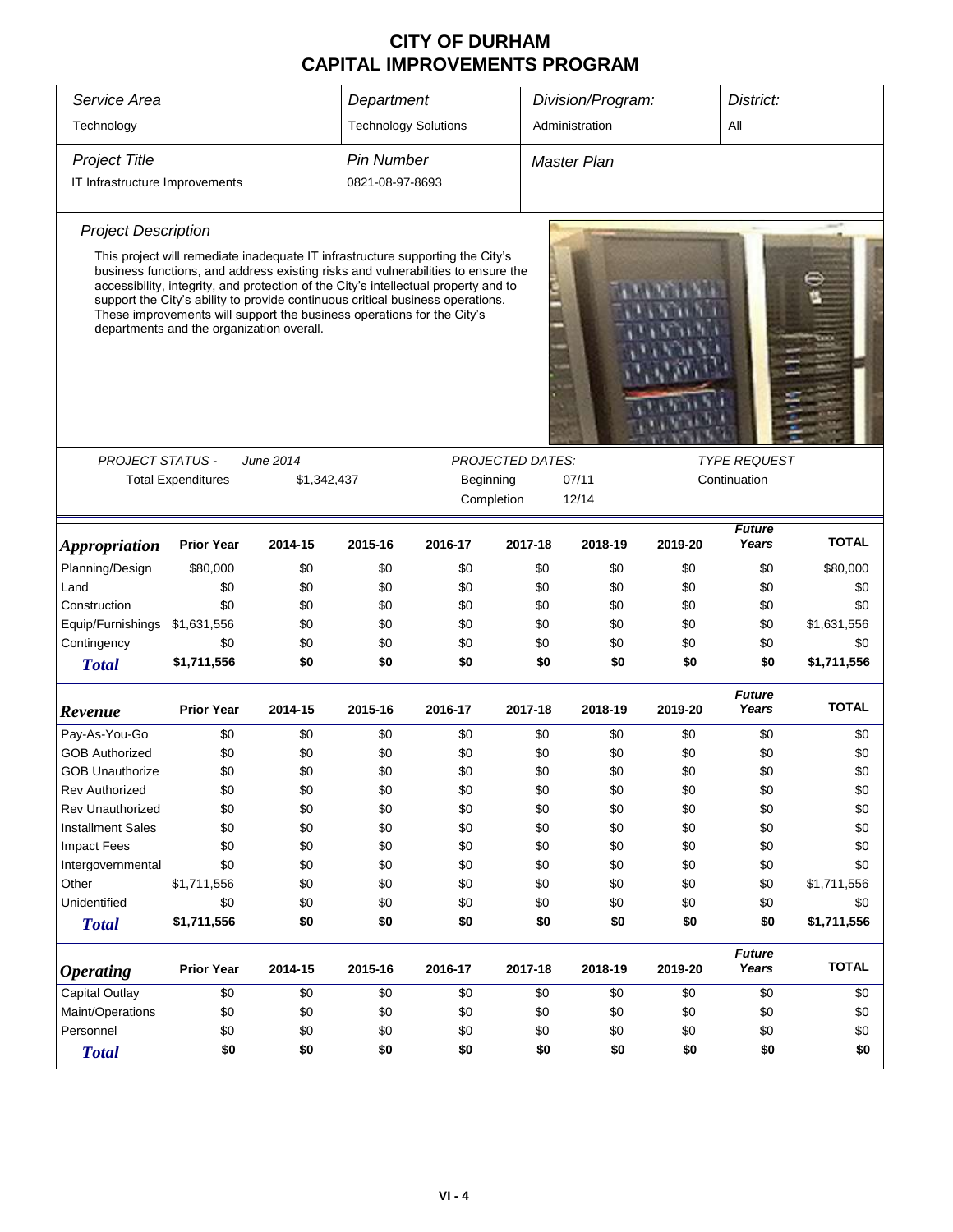# CITY OF DURHAM
# CAPITAL IMPROVEMENTS PROGRAM

| *Service Area* | *Department* | *Division/Program:* | *District:* |
|---|---|---|---|
| Technology | Technology Solutions | Administration | All |

| *Project Title* | *Pin Number* | *Master Plan* |
|---|---|---|
| IT Infrastructure Improvements | 0821-08-97-8693 | |

*Project Description*

This project will remediate inadequate IT infrastructure supporting the City's business functions, and address existing risks and vulnerabilities to ensure the accessibility, integrity, and protection of the City's intellectual property and to support the City's ability to provide continuous critical business operations. These improvements will support the business operations for the City's departments and the organization overall.

| | | | |
|---|---|---|---|
| *PROJECT STATUS -* | *June 2014* | *PROJECTED DATES:* | *TYPE REQUEST* |
| Total Expenditures | $1,342,437 | Beginning 07/11 | Continuation |
| | | Completion 12/14 | |

| *Appropriation* | Prior Year | 2014-15 | 2015-16 | 2016-17 | 2017-18 | 2018-19 | 2019-20 | *Future Years* | TOTAL |
|---|---|---|---|---|---|---|---|---|---|
| Planning/Design | $80,000 | $0 | $0 | $0 | $0 | $0 | $0 | $0 | $80,000 |
| Land | $0 | $0 | $0 | $0 | $0 | $0 | $0 | $0 | $0 |
| Construction | $0 | $0 | $0 | $0 | $0 | $0 | $0 | $0 | $0 |
| Equip/Furnishings | $1,631,556 | $0 | $0 | $0 | $0 | $0 | $0 | $0 | $1,631,556 |
| Contingency | $0 | $0 | $0 | $0 | $0 | $0 | $0 | $0 | $0 |
| ***Total*** | **$1,711,556** | **$0** | **$0** | **$0** | **$0** | **$0** | **$0** | **$0** | **$1,711,556** |

| *Revenue* | Prior Year | 2014-15 | 2015-16 | 2016-17 | 2017-18 | 2018-19 | 2019-20 | *Future Years* | TOTAL |
|---|---|---|---|---|---|---|---|---|---|
| Pay-As-You-Go | $0 | $0 | $0 | $0 | $0 | $0 | $0 | $0 | $0 |
| GOB Authorized | $0 | $0 | $0 | $0 | $0 | $0 | $0 | $0 | $0 |
| GOB Unauthorize | $0 | $0 | $0 | $0 | $0 | $0 | $0 | $0 | $0 |
| Rev Authorized | $0 | $0 | $0 | $0 | $0 | $0 | $0 | $0 | $0 |
| Rev Unauthorized | $0 | $0 | $0 | $0 | $0 | $0 | $0 | $0 | $0 |
| Installment Sales | $0 | $0 | $0 | $0 | $0 | $0 | $0 | $0 | $0 |
| Impact Fees | $0 | $0 | $0 | $0 | $0 | $0 | $0 | $0 | $0 |
| Intergovernmental | $0 | $0 | $0 | $0 | $0 | $0 | $0 | $0 | $0 |
| Other | $1,711,556 | $0 | $0 | $0 | $0 | $0 | $0 | $0 | $1,711,556 |
| Unidentified | $0 | $0 | $0 | $0 | $0 | $0 | $0 | $0 | $0 |
| ***Total*** | **$1,711,556** | **$0** | **$0** | **$0** | **$0** | **$0** | **$0** | **$0** | **$1,711,556** |

| *Operating* | Prior Year | 2014-15 | 2015-16 | 2016-17 | 2017-18 | 2018-19 | 2019-20 | *Future Years* | TOTAL |
|---|---|---|---|---|---|---|---|---|---|
| Capital Outlay | $0 | $0 | $0 | $0 | $0 | $0 | $0 | $0 | $0 |
| Maint/Operations | $0 | $0 | $0 | $0 | $0 | $0 | $0 | $0 | $0 |
| Personnel | $0 | $0 | $0 | $0 | $0 | $0 | $0 | $0 | $0 |
| ***Total*** | **$0** | **$0** | **$0** | **$0** | **$0** | **$0** | **$0** | **$0** | **$0** |